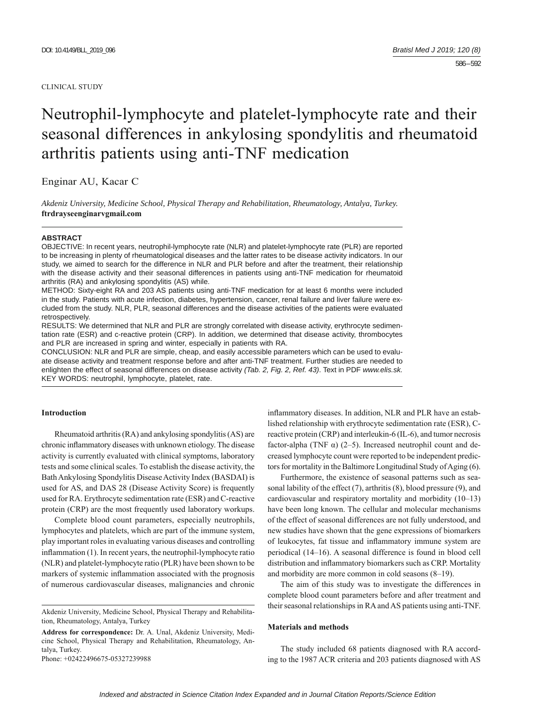CLINICAL STUDY

# Neutrophil-lymphocyte and platelet-lymphocyte rate and their seasonal differences in ankylosing spondylitis and rheumatoid arthritis patients using anti-TNF medication

Enginar AU, Kacar C

*Akdeniz University, Medicine School, Physical Therapy and Rehabilitation, Rheumatology, Antalya, Turkey.*
**ftrdrayseenginarvgmail.com**

**ABSTRACT**

OBJECTIVE: In recent years, neutrophil-lymphocyte rate (NLR) and platelet-lymphocyte rate (PLR) are reported to be increasing in plenty of rheumatological diseases and the latter rates to be disease activity indicators. In our study, we aimed to search for the difference in NLR and PLR before and after the treatment, their relationship with the disease activity and their seasonal differences in patients using anti-TNF medication for rheumatoid arthritis (RA) and ankylosing spondylitis (AS) while.

METHOD: Sixty-eight RA and 203 AS patients using anti-TNF medication for at least 6 months were included in the study. Patients with acute infection, diabetes, hypertension, cancer, renal failure and liver failure were excluded from the study. NLR, PLR, seasonal differences and the disease activities of the patients were evaluated retrospectively.

RESULTS: We determined that NLR and PLR are strongly correlated with disease activity, erythrocyte sedimentation rate (ESR) and c-reactive protein (CRP). In addition, we determined that disease activity, thrombocytes and PLR are increased in spring and winter, especially in patients with RA.

CONCLUSION: NLR and PLR are simple, cheap, and easily accessible parameters which can be used to evaluate disease activity and treatment response before and after anti-TNF treatment. Further studies are needed to enlighten the effect of seasonal differences on disease activity *(Tab. 2, Fig. 2, Ref. 43)*. Text in PDF *www.elis.sk.*

KEY WORDS: neutrophil, lymphocyte, platelet, rate.

## Introduction

Rheumatoid arthritis (RA) and ankylosing spondylitis (AS) are chronic inflammatory diseases with unknown etiology. The disease activity is currently evaluated with clinical symptoms, laboratory tests and some clinical scales. To establish the disease activity, the Bath Ankylosing Spondylitis Disease Activity Index (BASDAI) is used for AS, and DAS 28 (Disease Activity Score) is frequently used for RA. Erythrocyte sedimentation rate (ESR) and C-reactive protein (CRP) are the most frequently used laboratory workups.

Complete blood count parameters, especially neutrophils, lymphocytes and platelets, which are part of the immune system, play important roles in evaluating various diseases and controlling inflammation (1). In recent years, the neutrophil-lymphocyte ratio (NLR) and platelet-lymphocyte ratio (PLR) have been shown to be markers of systemic inflammation associated with the prognosis of numerous cardiovascular diseases, malignancies and chronic inflammatory diseases. In addition, NLR and PLR have an established relationship with erythrocyte sedimentation rate (ESR), C-reactive protein (CRP) and interleukin-6 (IL-6), and tumor necrosis factor-alpha (TNF $\alpha$) (2–5). Increased neutrophil count and decreased lymphocyte count were reported to be independent predictors for mortality in the Baltimore Longitudinal Study of Aging (6).

Furthermore, the existence of seasonal patterns such as seasonal lability of the effect (7), arthritis (8), blood pressure (9), and cardiovascular and respiratory mortality and morbidity (10–13) have been long known. The cellular and molecular mechanisms of the effect of seasonal differences are not fully understood, and new studies have shown that the gene expressions of biomarkers of leukocytes, fat tissue and inflammatory immune system are periodical (14–16). A seasonal difference is found in blood cell distribution and inflammatory biomarkers such as CRP. Mortality and morbidity are more common in cold seasons (8–19).

The aim of this study was to investigate the differences in complete blood count parameters before and after treatment and their seasonal relationships in RA and AS patients using anti-TNF.

## Materials and methods

The study included 68 patients diagnosed with RA according to the 1987 ACR criteria and 203 patients diagnosed with AS

Akdeniz University, Medicine School, Physical Therapy and Rehabilitation, Rheumatology, Antalya, Turkey

**Address for correspondence:** Dr. A. Unal, Akdeniz University, Medicine School, Physical Therapy and Rehabilitation, Rheumatology, Antalya, Turkey.
Phone: +02422496675-05327239988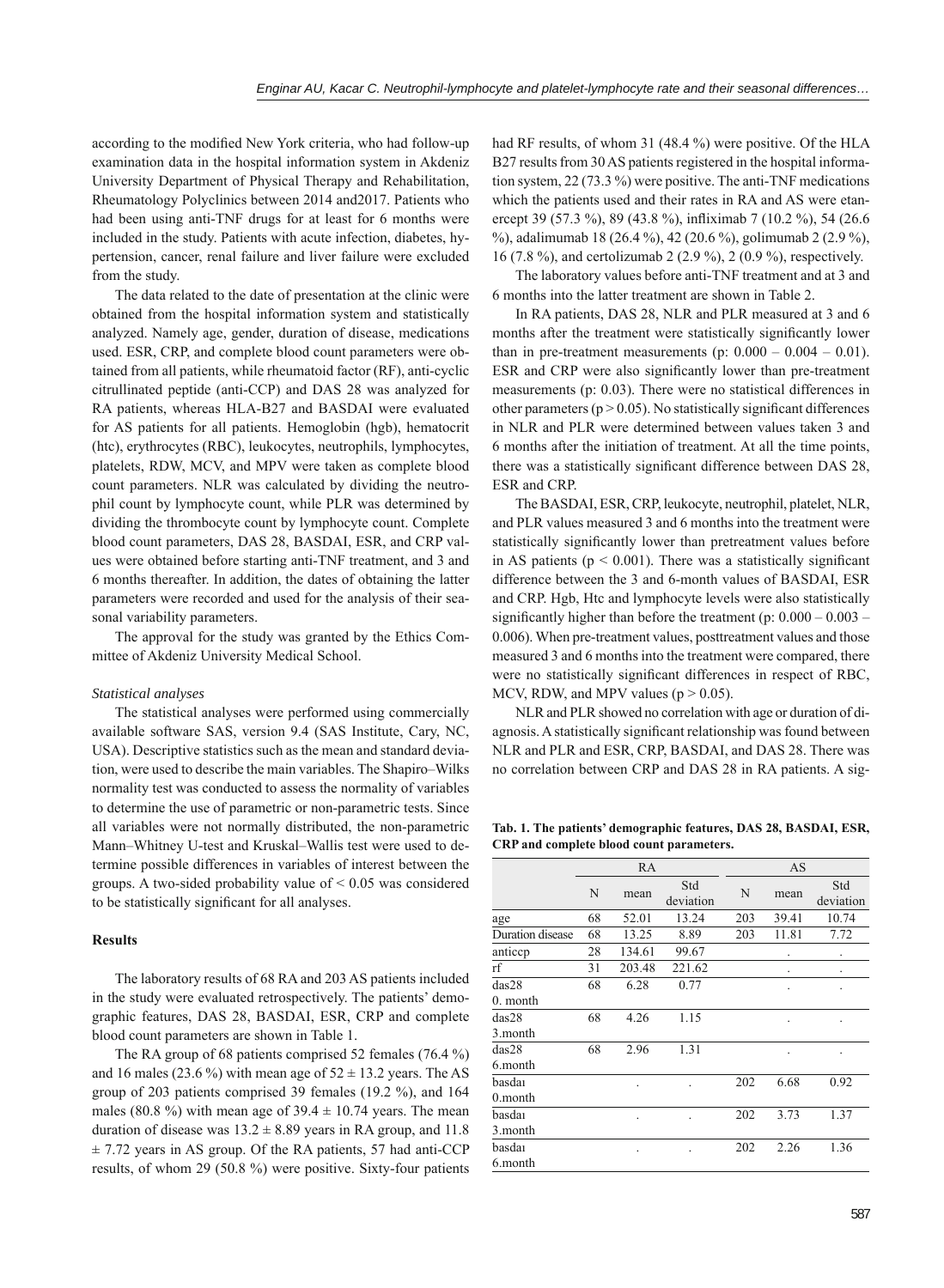according to the modified New York criteria, who had follow-up examination data in the hospital information system in Akdeniz University Department of Physical Therapy and Rehabilitation, Rheumatology Polyclinics between 2014 and2017. Patients who had been using anti-TNF drugs for at least for 6 months were included in the study. Patients with acute infection, diabetes, hypertension, cancer, renal failure and liver failure were excluded from the study.

The data related to the date of presentation at the clinic were obtained from the hospital information system and statistically analyzed. Namely age, gender, duration of disease, medications used. ESR, CRP, and complete blood count parameters were obtained from all patients, while rheumatoid factor (RF), anti-cyclic citrullinated peptide (anti-CCP) and DAS 28 was analyzed for RA patients, whereas HLA-B27 and BASDAI were evaluated for AS patients for all patients. Hemoglobin (hgb), hematocrit (htc), erythrocytes (RBC), leukocytes, neutrophils, lymphocytes, platelets, RDW, MCV, and MPV were taken as complete blood count parameters. NLR was calculated by dividing the neutrophil count by lymphocyte count, while PLR was determined by dividing the thrombocyte count by lymphocyte count. Complete blood count parameters, DAS 28, BASDAI, ESR, and CRP values were obtained before starting anti-TNF treatment, and 3 and 6 months thereafter. In addition, the dates of obtaining the latter parameters were recorded and used for the analysis of their seasonal variability parameters.

The approval for the study was granted by the Ethics Committee of Akdeniz University Medical School.

*Statistical analyses*

The statistical analyses were performed using commercially available software SAS, version 9.4 (SAS Institute, Cary, NC, USA). Descriptive statistics such as the mean and standard deviation, were used to describe the main variables. The Shapiro–Wilks normality test was conducted to assess the normality of variables to determine the use of parametric or non-parametric tests. Since all variables were not normally distributed, the non-parametric Mann–Whitney U-test and Kruskal–Wallis test were used to determine possible differences in variables of interest between the groups. A two-sided probability value of $< 0.05$ was considered to be statistically significant for all analyses.

**Results**

The laboratory results of 68 RA and 203 AS patients included in the study were evaluated retrospectively. The patients' demographic features, DAS 28, BASDAI, ESR, CRP and complete blood count parameters are shown in Table 1.

The RA group of 68 patients comprised 52 females (76.4 %) and 16 males (23.6 %) with mean age of $52 \pm 13.2$ years. The AS group of 203 patients comprised 39 females (19.2 %), and 164 males (80.8 %) with mean age of $39.4 \pm 10.74$ years. The mean duration of disease was $13.2 \pm 8.89$ years in RA group, and $11.8 \pm 7.72$ years in AS group. Of the RA patients, 57 had anti-CCP results, of whom 29 (50.8 %) were positive. Sixty-four patients had RF results, of whom 31 (48.4 %) were positive. Of the HLA B27 results from 30 AS patients registered in the hospital information system, 22 (73.3 %) were positive. The anti-TNF medications which the patients used and their rates in RA and AS were etanercept 39 (57.3 %), 89 (43.8 %), infliximab 7 (10.2 %), 54 (26.6 %), adalimumab 18 (26.4 %), 42 (20.6 %), golimumab 2 (2.9 %), 16 (7.8 %), and certolizumab 2 (2.9 %), 2 (0.9 %), respectively.

The laboratory values before anti-TNF treatment and at 3 and 6 months into the latter treatment are shown in Table 2.

In RA patients, DAS 28, NLR and PLR measured at 3 and 6 months after the treatment were statistically significantly lower than in pre-treatment measurements (p: 0.000 – 0.004 – 0.01). ESR and CRP were also significantly lower than pre-treatment measurements (p: 0.03). There were no statistical differences in other parameters ($p > 0.05$). No statistically significant differences in NLR and PLR were determined between values taken 3 and 6 months after the initiation of treatment. At all the time points, there was a statistically significant difference between DAS 28, ESR and CRP.

The BASDAI, ESR, CRP, leukocyte, neutrophil, platelet, NLR, and PLR values measured 3 and 6 months into the treatment were statistically significantly lower than pretreatment values before in AS patients ($p < 0.001$). There was a statistically significant difference between the 3 and 6-month values of BASDAI, ESR and CRP. Hgb, Htc and lymphocyte levels were also statistically significantly higher than before the treatment (p: 0.000 – 0.003 – 0.006). When pre-treatment values, posttreatment values and those measured 3 and 6 months into the treatment were compared, there were no statistically significant differences in respect of RBC, MCV, RDW, and MPV values ($p > 0.05$).

NLR and PLR showed no correlation with age or duration of diagnosis. A statistically significant relationship was found between NLR and PLR and ESR, CRP, BASDAI, and DAS 28. There was no correlation between CRP and DAS 28 in RA patients. A sig-

**Tab. 1. The patients' demographic features, DAS 28, BASDAI, ESR, CRP and complete blood count parameters.**

| | RA | | | AS | | |
|---|---|---|---|---|---|---|
| | N | mean | Std deviation | N | mean | Std deviation |
| age | 68 | 52.01 | 13.24 | 203 | 39.41 | 10.74 |
| Duration disease | 68 | 13.25 | 8.89 | 203 | 11.81 | 7.72 |
| anticcp | 28 | 134.61 | 99.67 | | . | . |
| rf | 31 | 203.48 | 221.62 | | . | . |
| das28 0. month | 68 | 6.28 | 0.77 | | . | . |
| das28 3.month | 68 | 4.26 | 1.15 | | . | . |
| das28 6.month | 68 | 2.96 | 1.31 | | . | . |
| basdaı 0.month | | . | . | 202 | 6.68 | 0.92 |
| basdaı 3.month | | . | . | 202 | 3.73 | 1.37 |
| basdaı 6.month | | . | . | 202 | 2.26 | 1.36 |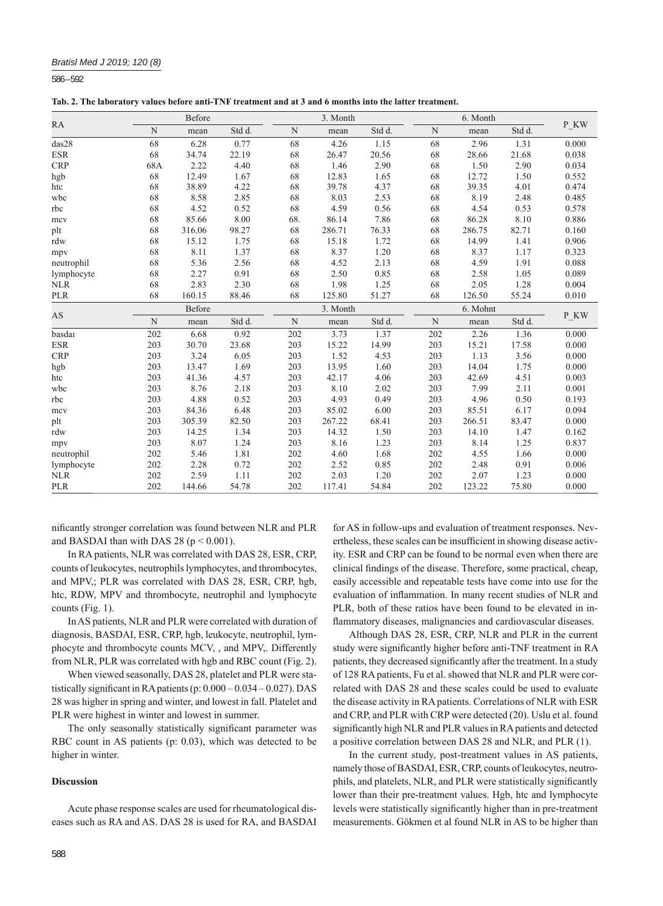**Tab. 2. The laboratory values before anti-TNF treatment and at 3 and 6 months into the latter treatment.**

| RA | Before | | | 3. Month | | | 6. Month | | | P_KW |
|---|---|---|---|---|---|---|---|---|---|---|
| | N | mean | Std d. | N | mean | Std d. | N | mean | Std d. | |
| das28 | 68 | 6.28 | 0.77 | 68 | 4.26 | 1.15 | 68 | 2.96 | 1.31 | 0.000 |
| ESR | 68 | 34.74 | 22.19 | 68 | 26.47 | 20.56 | 68 | 28.66 | 21.68 | 0.038 |
| CRP | 68A | 2.22 | 4.40 | 68 | 1.46 | 2.90 | 68 | 1.50 | 2.90 | 0.034 |
| hgb | 68 | 12.49 | 1.67 | 68 | 12.83 | 1.65 | 68 | 12.72 | 1.50 | 0.552 |
| htc | 68 | 38.89 | 4.22 | 68 | 39.78 | 4.37 | 68 | 39.35 | 4.01 | 0.474 |
| wbc | 68 | 8.58 | 2.85 | 68 | 8.03 | 2.53 | 68 | 8.19 | 2.48 | 0.485 |
| rbc | 68 | 4.52 | 0.52 | 68 | 4.59 | 0.56 | 68 | 4.54 | 0.53 | 0.578 |
| mcv | 68 | 85.66 | 8.00 | 68. | 86.14 | 7.86 | 68 | 86.28 | 8.10 | 0.886 |
| plt | 68 | 316.06 | 98.27 | 68 | 286.71 | 76.33 | 68 | 286.75 | 82.71 | 0.160 |
| rdw | 68 | 15.12 | 1.75 | 68 | 15.18 | 1.72 | 68 | 14.99 | 1.41 | 0.906 |
| mpv | 68 | 8.11 | 1.37 | 68 | 8.37 | 1.20 | 68 | 8.37 | 1.17 | 0.323 |
| neutrophil | 68 | 5.36 | 2.56 | 68 | 4.52 | 2.13 | 68 | 4.59 | 1.91 | 0.088 |
| lymphocyte | 68 | 2.27 | 0.91 | 68 | 2.50 | 0.85 | 68 | 2.58 | 1.05 | 0.089 |
| NLR | 68 | 2.83 | 2.30 | 68 | 1.98 | 1.25 | 68 | 2.05 | 1.28 | 0.004 |
| PLR | 68 | 160.15 | 88.46 | 68 | 125.80 | 51.27 | 68 | 126.50 | 55.24 | 0.010 |
| AS | Before | | | 3. Month | | | 6. Mohnt | | | P_KW |
| | N | mean | Std d. | N | mean | Std d. | N | mean | Std d. | |
| basdaı | 202 | 6.68 | 0.92 | 202 | 3.73 | 1.37 | 202 | 2.26 | 1.36 | 0.000 |
| ESR | 203 | 30.70 | 23.68 | 203 | 15.22 | 14.99 | 203 | 15.21 | 17.58 | 0.000 |
| CRP | 203 | 3.24 | 6.05 | 203 | 1.52 | 4.53 | 203 | 1.13 | 3.56 | 0.000 |
| hgb | 203 | 13.47 | 1.69 | 203 | 13.95 | 1.60 | 203 | 14.04 | 1.75 | 0.000 |
| htc | 203 | 41.36 | 4.57 | 203 | 42.17 | 4.06 | 203 | 42.69 | 4.51 | 0.003 |
| wbc | 203 | 8.76 | 2.18 | 203 | 8.10 | 2.02 | 203 | 7.99 | 2.11 | 0.001 |
| rbc | 203 | 4.88 | 0.52 | 203 | 4.93 | 0.49 | 203 | 4.96 | 0.50 | 0.193 |
| mcv | 203 | 84.36 | 6.48 | 203 | 85.02 | 6.00 | 203 | 85.51 | 6.17 | 0.094 |
| plt | 203 | 305.39 | 82.50 | 203 | 267.22 | 68.41 | 203 | 266.51 | 83.47 | 0.000 |
| rdw | 203 | 14.25 | 1.34 | 203 | 14.32 | 1.50 | 203 | 14.10 | 1.47 | 0.162 |
| mpv | 203 | 8.07 | 1.24 | 203 | 8.16 | 1.23 | 203 | 8.14 | 1.25 | 0.837 |
| neutrophil | 202 | 5.46 | 1.81 | 202 | 4.60 | 1.68 | 202 | 4.55 | 1.66 | 0.000 |
| lymphocyte | 202 | 2.28 | 0.72 | 202 | 2.52 | 0.85 | 202 | 2.48 | 0.91 | 0.006 |
| NLR | 202 | 2.59 | 1.11 | 202 | 2.03 | 1.20 | 202 | 2.07 | 1.23 | 0.000 |
| PLR | 202 | 144.66 | 54.78 | 202 | 117.41 | 54.84 | 202 | 123.22 | 75.80 | 0.000 |

nificantly stronger correlation was found between NLR and PLR and BASDAI than with DAS 28 ($p < 0.001$).

In RA patients, NLR was correlated with DAS 28, ESR, CRP, counts of leukocytes, neutrophils lymphocytes, and thrombocytes, and MPV,; PLR was correlated with DAS 28, ESR, CRP, hgb, htc, RDW, MPV and thrombocyte, neutrophil and lymphocyte counts (Fig. 1).

In AS patients, NLR and PLR were correlated with duration of diagnosis, BASDAI, ESR, CRP, hgb, leukocyte, neutrophil, lymphocyte and thrombocyte counts MCV, , and MPV,. Differently from NLR, PLR was correlated with hgb and RBC count (Fig. 2).

When viewed seasonally, DAS 28, platelet and PLR were statistically significant in RA patients (p: 0.000 – 0.034 – 0.027). DAS 28 was higher in spring and winter, and lowest in fall. Platelet and PLR were highest in winter and lowest in summer.

The only seasonally statistically significant parameter was RBC count in AS patients (p: 0.03), which was detected to be higher in winter.

## Discussion

Acute phase response scales are used for rheumatological diseases such as RA and AS. DAS 28 is used for RA, and BASDAI for AS in follow-ups and evaluation of treatment responses. Nevertheless, these scales can be insufficient in showing disease activity. ESR and CRP can be found to be normal even when there are clinical findings of the disease. Therefore, some practical, cheap, easily accessible and repeatable tests have come into use for the evaluation of inflammation. In many recent studies of NLR and PLR, both of these ratios have been found to be elevated in inflammatory diseases, malignancies and cardiovascular diseases.

Although DAS 28, ESR, CRP, NLR and PLR in the current study were significantly higher before anti-TNF treatment in RA patients, they decreased significantly after the treatment. In a study of 128 RA patients, Fu et al. showed that NLR and PLR were correlated with DAS 28 and these scales could be used to evaluate the disease activity in RA patients. Correlations of NLR with ESR and CRP, and PLR with CRP were detected (20). Uslu et al. found significantly high NLR and PLR values in RA patients and detected a positive correlation between DAS 28 and NLR, and PLR (1).

In the current study, post-treatment values in AS patients, namely those of BASDAI, ESR, CRP, counts of leukocytes, neutrophils, and platelets, NLR, and PLR were statistically significantly lower than their pre-treatment values. Hgb, htc and lymphocyte levels were statistically significantly higher than in pre-treatment measurements. Gökmen et al found NLR in AS to be higher than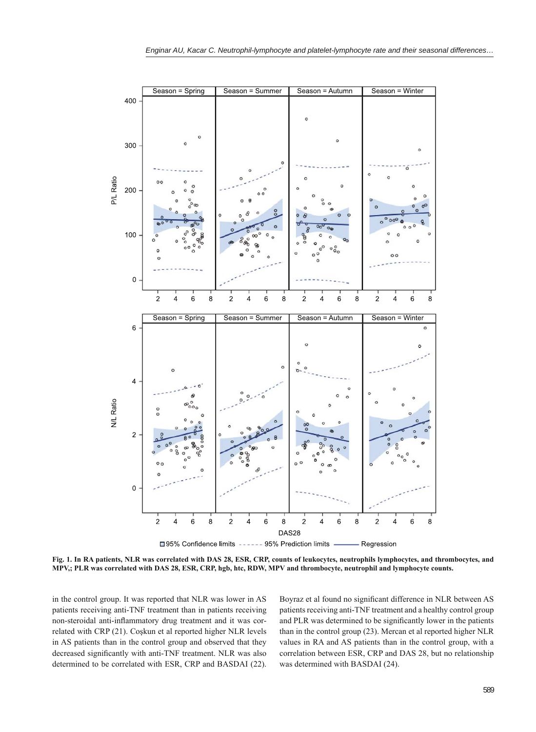**Fig. 1. In RA patients, NLR was correlated with DAS 28, ESR, CRP, counts of leukocytes, neutrophils lymphocytes, and thrombocytes, and MPV,; PLR was correlated with DAS 28, ESR, CRP, hgb, htc, RDW, MPV and thrombocyte, neutrophil and lymphocyte counts.**

in the control group. It was reported that NLR was lower in AS patients receiving anti-TNF treatment than in patients receiving non-steroidal anti-inflammatory drug treatment and it was correlated with CRP (21). Coşkun et al reported higher NLR levels in AS patients than in the control group and observed that they decreased significantly with anti-TNF treatment. NLR was also determined to be correlated with ESR, CRP and BASDAI (22). Boyraz et al found no significant difference in NLR between AS patients receiving anti-TNF treatment and a healthy control group and PLR was determined to be significantly lower in the patients than in the control group (23). Mercan et al reported higher NLR values in RA and AS patients than in the control group, with a correlation between ESR, CRP and DAS 28, but no relationship was determined with BASDAI (24).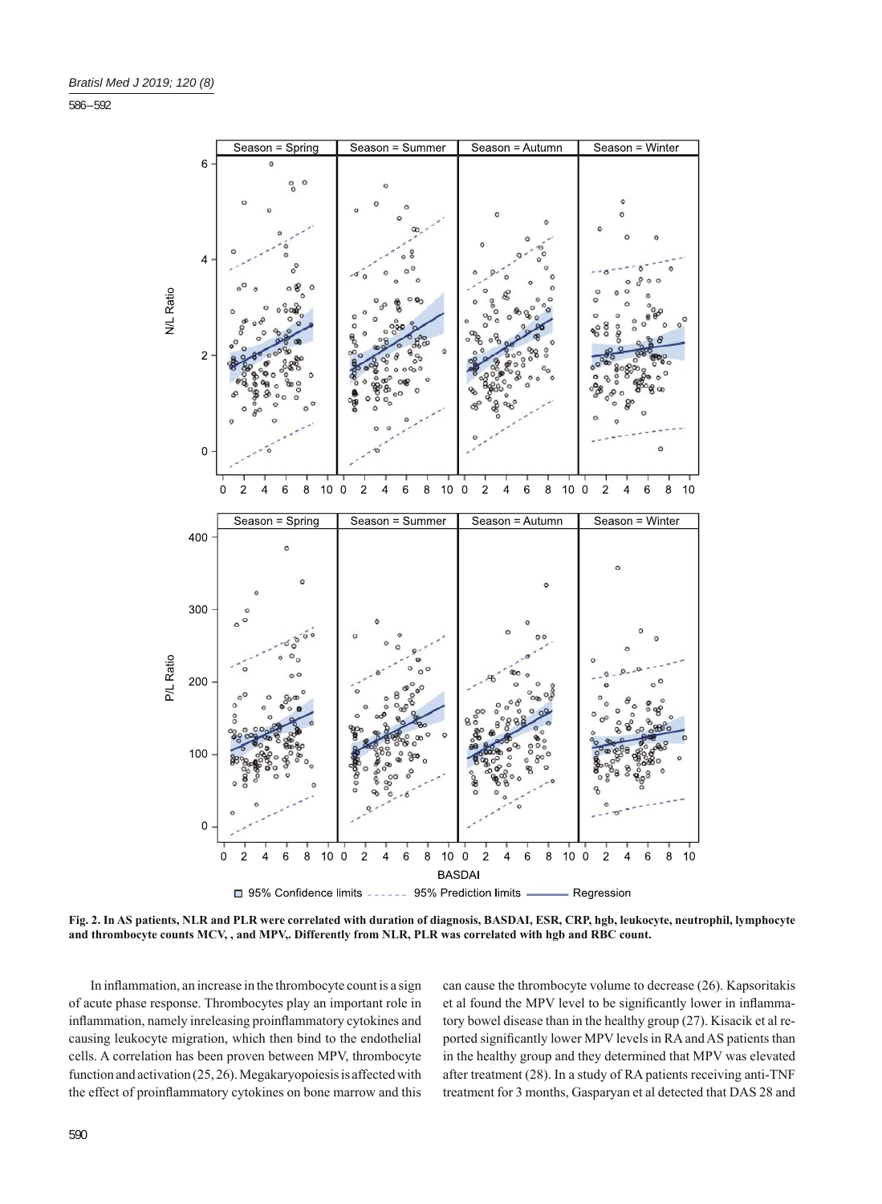**Fig. 2. In AS patients, NLR and PLR were correlated with duration of diagnosis, BASDAI, ESR, CRP, hgb, leukocyte, neutrophil, lymphocyte and thrombocyte counts MCV, , and MPV,. Differently from NLR, PLR was correlated with hgb and RBC count.**

In inflammation, an increase in the thrombocyte count is a sign of acute phase response. Thrombocytes play an important role in inflammation, namely inreleasing proinflammatory cytokines and causing leukocyte migration, which then bind to the endothelial cells. A correlation has been proven between MPV, thrombocyte function and activation (25, 26). Megakaryopoiesis is affected with the effect of proinflammatory cytokines on bone marrow and this can cause the thrombocyte volume to decrease (26). Kapsoritakis et al found the MPV level to be significantly lower in inflammatory bowel disease than in the healthy group (27). Kisacik et al reported significantly lower MPV levels in RA and AS patients than in the healthy group and they determined that MPV was elevated after treatment (28). In a study of RA patients receiving anti-TNF treatment for 3 months, Gasparyan et al detected that DAS 28 and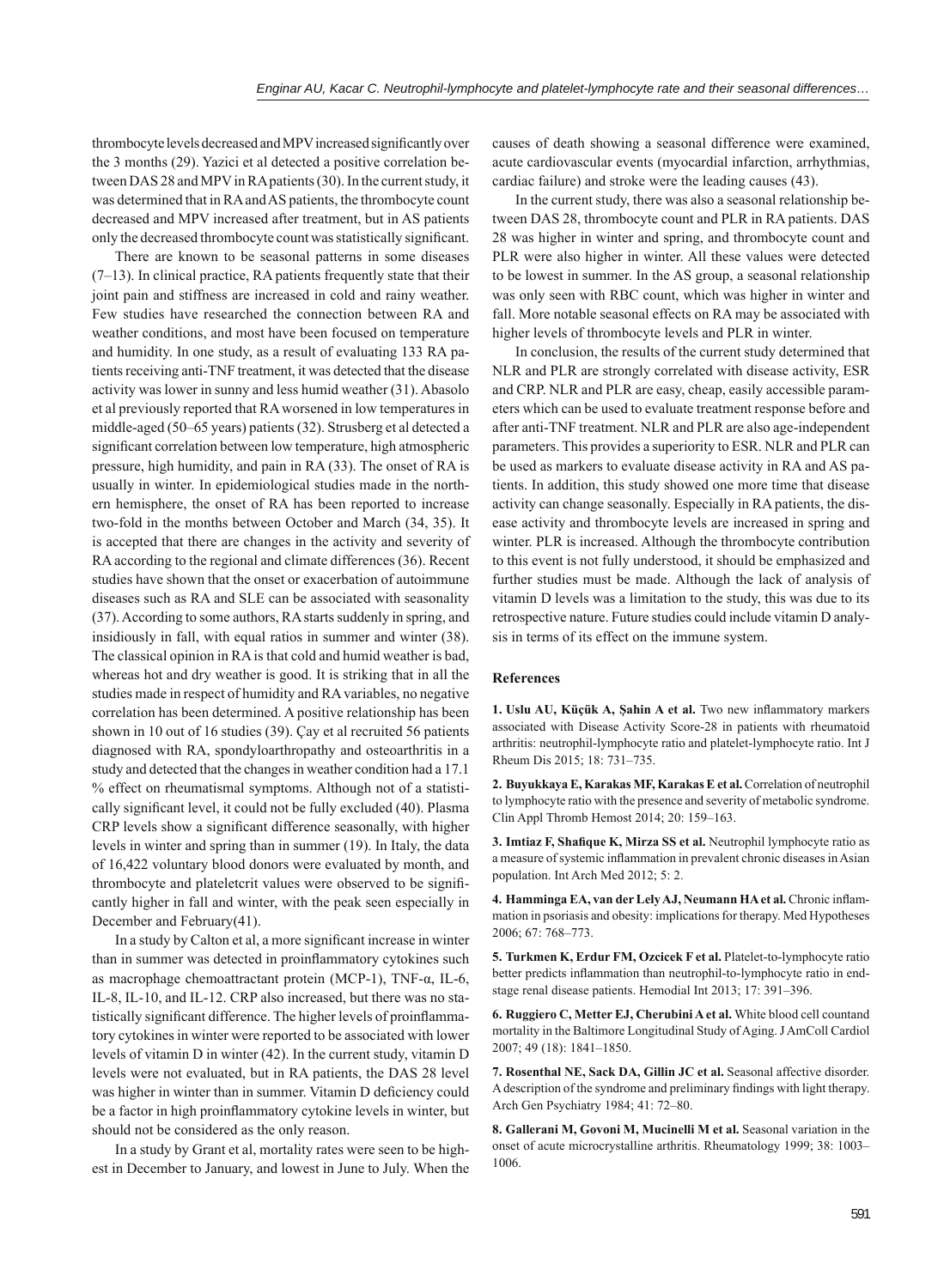thrombocyte levels decreased and MPV increased significantly over the 3 months (29). Yazici et al detected a positive correlation between DAS 28 and MPV in RA patients (30). In the current study, it was determined that in RA and AS patients, the thrombocyte count decreased and MPV increased after treatment, but in AS patients only the decreased thrombocyte count was statistically significant.

There are known to be seasonal patterns in some diseases (7–13). In clinical practice, RA patients frequently state that their joint pain and stiffness are increased in cold and rainy weather. Few studies have researched the connection between RA and weather conditions, and most have been focused on temperature and humidity. In one study, as a result of evaluating 133 RA patients receiving anti-TNF treatment, it was detected that the disease activity was lower in sunny and less humid weather (31). Abasolo et al previously reported that RA worsened in low temperatures in middle-aged (50–65 years) patients (32). Strusberg et al detected a significant correlation between low temperature, high atmospheric pressure, high humidity, and pain in RA (33). The onset of RA is usually in winter. In epidemiological studies made in the northern hemisphere, the onset of RA has been reported to increase two-fold in the months between October and March (34, 35). It is accepted that there are changes in the activity and severity of RA according to the regional and climate differences (36). Recent studies have shown that the onset or exacerbation of autoimmune diseases such as RA and SLE can be associated with seasonality (37). According to some authors, RA starts suddenly in spring, and insidiously in fall, with equal ratios in summer and winter (38). The classical opinion in RA is that cold and humid weather is bad, whereas hot and dry weather is good. It is striking that in all the studies made in respect of humidity and RA variables, no negative correlation has been determined. A positive relationship has been shown in 10 out of 16 studies (39). Çay et al recruited 56 patients diagnosed with RA, spondyloarthropathy and osteoarthritis in a study and detected that the changes in weather condition had a 17.1 % effect on rheumatismal symptoms. Although not of a statistically significant level, it could not be fully excluded (40). Plasma CRP levels show a significant difference seasonally, with higher levels in winter and spring than in summer (19). In Italy, the data of 16,422 voluntary blood donors were evaluated by month, and thrombocyte and plateletcrit values were observed to be significantly higher in fall and winter, with the peak seen especially in December and February(41).

In a study by Calton et al, a more significant increase in winter than in summer was detected in proinflammatory cytokines such as macrophage chemoattractant protein (MCP-1), TNF-α, IL-6, IL-8, IL-10, and IL-12. CRP also increased, but there was no statistically significant difference. The higher levels of proinflammatory cytokines in winter were reported to be associated with lower levels of vitamin D in winter (42). In the current study, vitamin D levels were not evaluated, but in RA patients, the DAS 28 level was higher in winter than in summer. Vitamin D deficiency could be a factor in high proinflammatory cytokine levels in winter, but should not be considered as the only reason.

In a study by Grant et al, mortality rates were seen to be highest in December to January, and lowest in June to July. When the causes of death showing a seasonal difference were examined, acute cardiovascular events (myocardial infarction, arrhythmias, cardiac failure) and stroke were the leading causes (43).

In the current study, there was also a seasonal relationship between DAS 28, thrombocyte count and PLR in RA patients. DAS 28 was higher in winter and spring, and thrombocyte count and PLR were also higher in winter. All these values were detected to be lowest in summer. In the AS group, a seasonal relationship was only seen with RBC count, which was higher in winter and fall. More notable seasonal effects on RA may be associated with higher levels of thrombocyte levels and PLR in winter.

In conclusion, the results of the current study determined that NLR and PLR are strongly correlated with disease activity, ESR and CRP. NLR and PLR are easy, cheap, easily accessible parameters which can be used to evaluate treatment response before and after anti-TNF treatment. NLR and PLR are also age-independent parameters. This provides a superiority to ESR. NLR and PLR can be used as markers to evaluate disease activity in RA and AS patients. In addition, this study showed one more time that disease activity can change seasonally. Especially in RA patients, the disease activity and thrombocyte levels are increased in spring and winter. PLR is increased. Although the thrombocyte contribution to this event is not fully understood, it should be emphasized and further studies must be made. Although the lack of analysis of vitamin D levels was a limitation to the study, this was due to its retrospective nature. Future studies could include vitamin D analysis in terms of its effect on the immune system.

## References

**1. Uslu AU, Küçük A, Şahin A et al.** Two new inflammatory markers associated with Disease Activity Score-28 in patients with rheumatoid arthritis: neutrophil-lymphocyte ratio and platelet-lymphocyte ratio. Int J Rheum Dis 2015; 18: 731–735.

**2. Buyukkaya E, Karakas MF, Karakas E et al.** Correlation of neutrophil to lymphocyte ratio with the presence and severity of metabolic syndrome. Clin Appl Thromb Hemost 2014; 20: 159–163.

**3. Imtiaz F, Shafique K, Mirza SS et al.** Neutrophil lymphocyte ratio as a measure of systemic inflammation in prevalent chronic diseases in Asian population. Int Arch Med 2012; 5: 2.

**4. Hamminga EA, van der Lely AJ, Neumann HA et al.** Chronic inflammation in psoriasis and obesity: implications for therapy. Med Hypotheses 2006; 67: 768–773.

**5. Turkmen K, Erdur FM, Ozcicek F et al.** Platelet-to-lymphocyte ratio better predicts inflammation than neutrophil-to-lymphocyte ratio in end-stage renal disease patients. Hemodial Int 2013; 17: 391–396.

**6. Ruggiero C, Metter EJ, Cherubini A et al.** White blood cell countand mortality in the Baltimore Longitudinal Study of Aging. J AmColl Cardiol 2007; 49 (18): 1841–1850.

**7. Rosenthal NE, Sack DA, Gillin JC et al.** Seasonal affective disorder. A description of the syndrome and preliminary findings with light therapy. Arch Gen Psychiatry 1984; 41: 72–80.

**8. Gallerani M, Govoni M, Mucinelli M et al.** Seasonal variation in the onset of acute microcrystalline arthritis. Rheumatology 1999; 38: 1003–1006.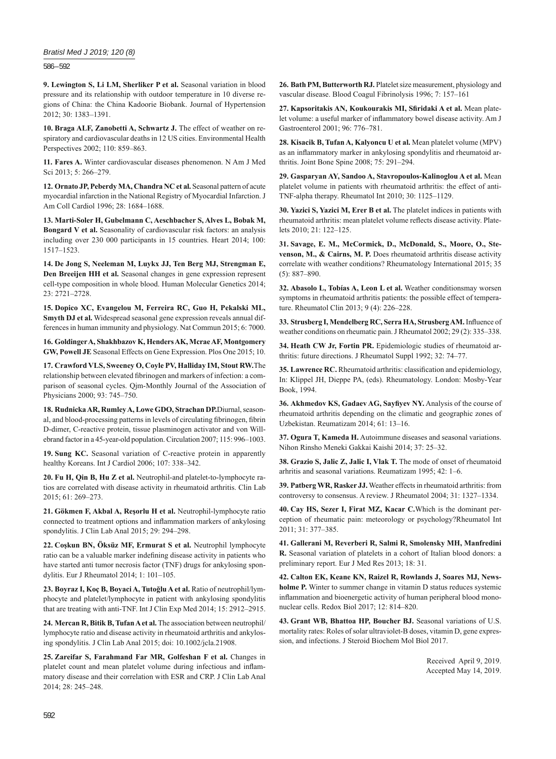**9. Lewington S, Li LM, Sherliker P et al.** Seasonal variation in blood pressure and its relationship with outdoor temperature in 10 diverse regions of China: the China Kadoorie Biobank. Journal of Hypertension 2012; 30: 1383–1391.

**10. Braga ALF, Zanobetti A, Schwartz J.** The effect of weather on respiratory and cardiovascular deaths in 12 US cities. Environmental Health Perspectives 2002; 110: 859–863.

**11. Fares A.** Winter cardiovascular diseases phenomenon. N Am J Med Sci 2013; 5: 266–279.

**12. Ornato JP, Peberdy MA, Chandra NC et al.** Seasonal pattern of acute myocardial infarction in the National Registry of Myocardial Infarction. J Am Coll Cardiol 1996; 28: 1684–1688.

**13. Marti-Soler H, Gubelmann C, Aeschbacher S, Alves L, Bobak M, Bongard V et al.** Seasonality of cardiovascular risk factors: an analysis including over 230 000 participants in 15 countries. Heart 2014; 100: 1517–1523.

**14. De Jong S, Neeleman M, Luykx JJ, Ten Berg MJ, Strengman E, Den Breeijen HH et al.** Seasonal changes in gene expression represent cell-type composition in whole blood. Human Molecular Genetics 2014; 23: 2721–2728.

**15. Dopico XC, Evangelou M, Ferreira RC, Guo H, Pekalski ML, Smyth DJ et al.** Widespread seasonal gene expression reveals annual differences in human immunity and physiology. Nat Commun 2015; 6: 7000.

**16. Goldinger A, Shakhbazov K, Henders AK, Mcrae AF, Montgomery GW, Powell JE** Seasonal Effects on Gene Expression. Plos One 2015; 10.

**17. Crawford VLS, Sweeney O, Coyle PV, Halliday IM, Stout RW.**The relationship between elevated fibrinogen and markers of infection: a comparison of seasonal cycles. Qjm-Monthly Journal of the Association of Physicians 2000; 93: 745–750.

**18. Rudnicka AR, Rumley A, Lowe GDO, Strachan DP.**Diurnal, seasonal, and blood-processing patterns in levels of circulating fibrinogen, fibrin D-dimer, C-reactive protein, tissue plasminogen activator and von Willebrand factor in a 45-year-old population. Circulation 2007; 115: 996–1003.

**19. Sung KC.** Seasonal variation of C-reactive protein in apparently healthy Koreans. Int J Cardiol 2006; 107: 338–342.

**20. Fu H, Qin B, Hu Z et al.** Neutrophil-and platelet-to-lymphocyte ratios are correlated with disease activity in rheumatoid arthritis. Clin Lab 2015; 61: 269–273.

**21. Gökmen F, Akbal A, Reşorlu H et al.** Neutrophil-lymphocyte ratio connected to treatment options and inflammation markers of ankylosing spondylitis. J Clin Lab Anal 2015; 29: 294–298.

**22. Coşkun BN, Öksüz MF, Ermurat S et al.** Neutrophil lymphocyte ratio can be a valuable marker indefining disease activity in patients who have started anti tumor necrosis factor (TNF) drugs for ankylosing spondylitis. Eur J Rheumatol 2014; 1: 101–105.

**23. Boyraz I, Koç B, Boyaci A, Tutoğlu A et al.** Ratio of neutrophil/lymphocyte and platelet/lymphocyte in patient with ankylosing spondylitis that are treating with anti-TNF. Int J Clin Exp Med 2014; 15: 2912–2915.

**24. Mercan R, Bitik B, Tufan A et al.** The association between neutrophil/lymphocyte ratio and disease activity in rheumatoid arthritis and ankylosing spondylitis. J Clin Lab Anal 2015; doi: 10.1002/jcla.21908.

**25. Zareifar S, Farahmand Far MR, Golfeshan F et al.** Changes in platelet count and mean platelet volume during infectious and inflammatory disease and their correlation with ESR and CRP. J Clin Lab Anal 2014; 28: 245–248.

**26. Bath PM, Butterworth RJ.** Platelet size measurement, physiology and vascular disease. Blood Coagul Fibrinolysis 1996; 7: 157–161

**27. Kapsoritakis AN, Koukourakis MI, Sfiridaki A et al.** Mean platelet volume: a useful marker of inflammatory bowel disease activity. Am J Gastroenterol 2001; 96: 776–781.

**28. Kisacik B, Tufan A, Kalyoncu U et al.** Mean platelet volume (MPV) as an inflammatory marker in ankylosing spondylitis and rheumatoid arthritis. Joint Bone Spine 2008; 75: 291–294.

**29. Gasparyan AY, Sandoo A, Stavropoulos-Kalinoglou A et al.** Mean platelet volume in patients with rheumatoid arthritis: the effect of anti-TNF-alpha therapy. Rheumatol Int 2010; 30: 1125–1129.

**30. Yazici S, Yazici M, Erer B et al.** The platelet indices in patients with rheumatoid arthritis: mean platelet volume reflects disease activity. Platelets 2010; 21: 122–125.

**31. Savage, E. M., McCormick, D., McDonald, S., Moore, O., Stevenson, M., & Cairns, M. P.** Does rheumatoid arthritis disease activity correlate with weather conditions? Rheumatology International 2015; 35 (5): 887–890.

**32. Abasolo L, Tobías A, Leon L et al.** Weather conditionsmay worsen symptoms in rheumatoid arthritis patients: the possible effect of temperature. Rheumatol Clin 2013; 9 (4): 226–228.

**33. Strusberg I, Mendelberg RC, Serra HA, Strusberg AM.** Influence of weather conditions on rheumatic pain. J Rheumatol 2002; 29 (2): 335–338.

**34. Heath CW Jr, Fortin PR.** Epidemiologic studies of rheumatoid arthritis: future directions. J Rheumatol Suppl 1992; 32: 74–77.

**35. Lawrence RC.** Rheumatoid arthritis: classification and epidemiology, In: Klippel JH, Dieppe PA, (eds). Rheumatology. London: Mosby-Year Book, 1994.

**36. Akhmedov KS, Gadaev AG, Sayfiyev NY.** Analysis of the course of rheumatoid arthritis depending on the climatic and geographic zones of Uzbekistan. Reumatizam 2014; 61: 13–16.

**37. Ogura T, Kameda H.** Autoimmune diseases and seasonal variations. Nihon Rinsho Meneki Gakkai Kaishi 2014; 37: 25–32.

**38. Grazio S, Jalic Z, Jalic I, Vlak T.** The mode of onset of rheumatoid arhritis and seasonal variations. Reumatizam 1995; 42: 1–6.

**39. Patberg WR, Rasker JJ.** Weather effects in rheumatoid arthritis: from controversy to consensus. A review. J Rheumatol 2004; 31: 1327–1334.

**40. Cay HS, Sezer I, Firat MZ, Kacar C.**Which is the dominant perception of rheumatic pain: meteorology or psychology?Rheumatol Int 2011; 31: 377–385.

**41. Gallerani M, Reverberi R, Salmi R, Smolensky MH, Manfredini R.** Seasonal variation of platelets in a cohort of Italian blood donors: a preliminary report. Eur J Med Res 2013; 18: 31.

**42. Calton EK, Keane KN, Raizel R, Rowlands J, Soares MJ, Newsholme P.** Winter to summer change in vitamin D status reduces systemic inflammation and bioenergetic activity of human peripheral blood mononuclear cells. Redox Biol 2017; 12: 814–820.

**43. Grant WB, Bhattoa HP, Boucher BJ.** Seasonal variations of U.S. mortality rates: Roles of solar ultraviolet-B doses, vitamin D, gene expression, and infections. J Steroid Biochem Mol Biol 2017.

Received April 9, 2019.
Accepted May 14, 2019.